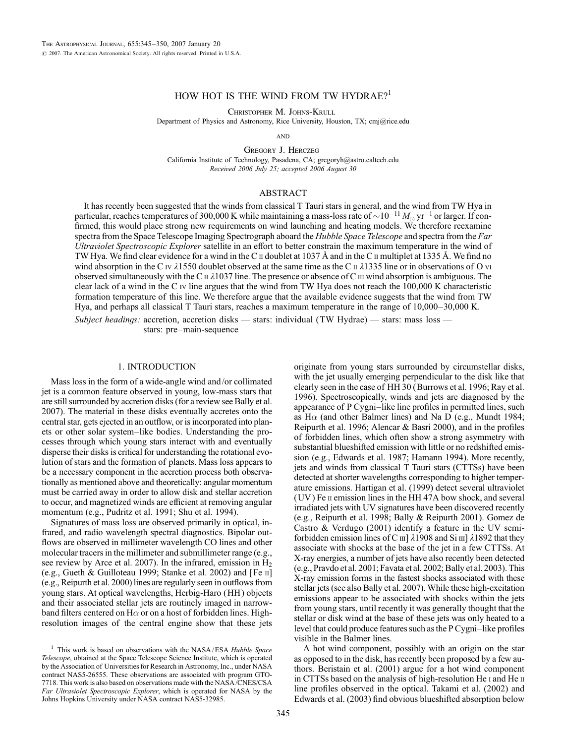# HOW HOT IS THE WIND FROM TW HYDRAE?[1]

Christopher M. Johns-Krull
Department of Physics and Astronomy, Rice University, Houston, TX; cmj@rice.edu

and

Gregory J. Herczeg
California Institute of Technology, Pasadena, CA; gregoryh@astro.caltech.edu

*Received 2006 July 25; accepted 2006 August 30*

## ABSTRACT

It has recently been suggested that the winds from classical T Tauri stars in general, and the wind from TW Hya in particular, reaches temperatures of 300,000 K while maintaining a mass-loss rate of $\sim 10^{-11}\ M_{\odot}\ \mathrm{yr}^{-1}$ or larger. If confirmed, this would place strong new requirements on wind launching and heating models. We therefore reexamine spectra from the Space Telescope Imaging Spectrograph aboard the *Hubble Space Telescope* and spectra from the *Far Ultraviolet Spectroscopic Explorer* satellite in an effort to better constrain the maximum temperature in the wind of TW Hya. We find clear evidence for a wind in the C II doublet at 1037 Å and in the C II multiplet at 1335 Å. We find no wind absorption in the C IV λ1550 doublet observed at the same time as the C II λ1335 line or in observations of O VI observed simultaneously with the C II λ1037 line. The presence or absence of C III wind absorption is ambiguous. The clear lack of a wind in the C IV line argues that the wind from TW Hya does not reach the 100,000 K characteristic formation temperature of this line. We therefore argue that the available evidence suggests that the wind from TW Hya, and perhaps all classical T Tauri stars, reaches a maximum temperature in the range of 10,000–30,000 K.

*Subject headings:* accretion, accretion disks — stars: individual (TW Hydrae) — stars: mass loss — stars: pre–main-sequence

## 1. INTRODUCTION

Mass loss in the form of a wide-angle wind and/or collimated jet is a common feature observed in young, low-mass stars that are still surrounded by accretion disks (for a review see Bally et al. 2007). The material in these disks eventually accretes onto the central star, gets ejected in an outflow, or is incorporated into planets or other solar system–like bodies. Understanding the processes through which young stars interact with and eventually disperse their disks is critical for understanding the rotational evolution of stars and the formation of planets. Mass loss appears to be a necessary component in the accretion process both observationally as mentioned above and theoretically: angular momentum must be carried away in order to allow disk and stellar accretion to occur, and magnetized winds are efficient at removing angular momentum (e.g., Pudritz et al. 1991; Shu et al. 1994).

Signatures of mass loss are observed primarily in optical, infrared, and radio wavelength spectral diagnostics. Bipolar outflows are observed in millimeter wavelength CO lines and other molecular tracers in the millimeter and submillimeter range (e.g., see review by Arce et al. 2007). In the infrared, emission in $H_2$ (e.g., Gueth & Guilloteau 1999; Stanke et al. 2002) and [Fe II] (e.g., Reipurth et al. 2000) lines are regularly seen in outflows from young stars. At optical wavelengths, Herbig-Haro (HH) objects and their associated stellar jets are routinely imaged in narrowband filters centered on Hα or on a host of forbidden lines. High-resolution images of the central engine show that these jets originate from young stars surrounded by circumstellar disks, with the jet usually emerging perpendicular to the disk like that clearly seen in the case of HH 30 (Burrows et al. 1996; Ray et al. 1996). Spectroscopically, winds and jets are diagnosed by the appearance of P Cygni–like line profiles in permitted lines, such as Hα (and other Balmer lines) and Na D (e.g., Mundt 1984; Reipurth et al. 1996; Alencar & Basri 2000), and in the profiles of forbidden lines, which often show a strong asymmetry with substantial blueshifted emission with little or no redshifted emission (e.g., Edwards et al. 1987; Hamann 1994). More recently, jets and winds from classical T Tauri stars (CTTSs) have been detected at shorter wavelengths corresponding to higher temperature emissions. Hartigan et al. (1999) detect several ultraviolet (UV) Fe II emission lines in the HH 47A bow shock, and several irradiated jets with UV signatures have been discovered recently (e.g., Reipurth et al. 1998; Bally & Reipurth 2001). Gomez de Castro & Verdugo (2001) identify a feature in the UV semi-forbidden emission lines of C III] λ1908 and Si III] λ1892 that they associate with shocks at the base of the jet in a few CTTSs. At X-ray energies, a number of jets have also recently been detected (e.g., Pravdo et al. 2001; Favata et al. 2002; Bally et al. 2003). This X-ray emission forms in the fastest shocks associated with these stellar jets (see also Bally et al. 2007). While these high-excitation emissions appear to be associated with shocks within the jets from young stars, until recently it was generally thought that the stellar or disk wind at the base of these jets was only heated to a level that could produce features such as the P Cygni–like profiles visible in the Balmer lines.

A hot wind component, possibly with an origin on the star as opposed to in the disk, has recently been proposed by a few authors. Beristain et al. (2001) argue for a hot wind component in CTTSs based on the analysis of high-resolution He I and He II line profiles observed in the optical. Takami et al. (2002) and Edwards et al. (2003) find obvious blueshifted absorption below

[1] This work is based on observations with the NASA/ESA *Hubble Space Telescope*, obtained at the Space Telescope Science Institute, which is operated by the Association of Universities for Research in Astronomy, Inc., under NASA contract NAS5-26555. These observations are associated with program GTO-7718. This work is also based on observations made with the NASA/CNES/CSA *Far Ultraviolet Spectroscopic Explorer*, which is operated for NASA by the Johns Hopkins University under NASA contract NAS5-32985.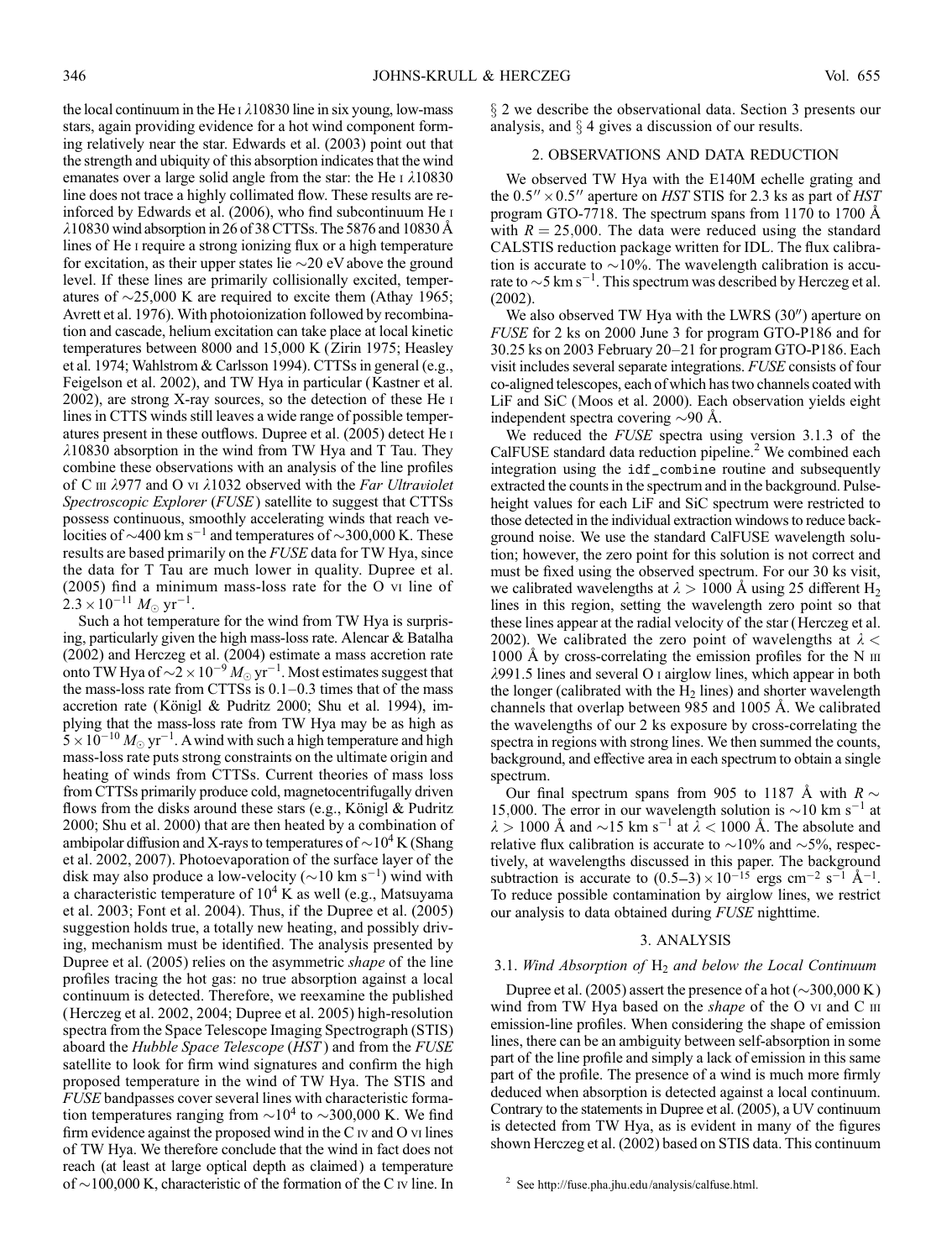the local continuum in the He I λ10830 line in six young, low-mass stars, again providing evidence for a hot wind component forming relatively near the star. Edwards et al. (2003) point out that the strength and ubiquity of this absorption indicates that the wind emanates over a large solid angle from the star: the He I λ10830 line does not trace a highly collimated flow. These results are reinforced by Edwards et al. (2006), who find subcontinuum He I λ10830 wind absorption in 26 of 38 CTTSs. The 5876 and 10830 Å lines of He I require a strong ionizing flux or a high temperature for excitation, as their upper states lie ~20 eV above the ground level. If these lines are primarily collisionally excited, temperatures of ~25,000 K are required to excite them (Athay 1965; Avrett et al. 1976). With photoionization followed by recombination and cascade, helium excitation can take place at local kinetic temperatures between 8000 and 15,000 K (Zirin 1975; Heasley et al. 1974; Wahlstrom & Carlsson 1994). CTTSs in general (e.g., Feigelson et al. 2002), and TW Hya in particular (Kastner et al. 2002), are strong X-ray sources, so the detection of these He I lines in CTTS winds still leaves a wide range of possible temperatures present in these outflows. Dupree et al. (2005) detect He I λ10830 absorption in the wind from TW Hya and T Tau. They combine these observations with an analysis of the line profiles of C III λ977 and O VI λ1032 observed with the *Far Ultraviolet Spectroscopic Explorer* (*FUSE*) satellite to suggest that CTTSs possess continuous, smoothly accelerating winds that reach velocities of ~400 km $s^{-1}$ and temperatures of ~300,000 K. These results are based primarily on the *FUSE* data for TW Hya, since the data for T Tau are much lower in quality. Dupree et al. (2005) find a minimum mass-loss rate for the O VI line of $2.3 \times 10^{-11}$ $M_{\odot}$ $yr^{-1}$.

Such a hot temperature for the wind from TW Hya is surprising, particularly given the high mass-loss rate. Alencar & Batalha (2002) and Herczeg et al. (2004) estimate a mass accretion rate onto TW Hya of $\sim 2 \times 10^{-9}$ $M_{\odot}$ $yr^{-1}$. Most estimates suggest that the mass-loss rate from CTTSs is 0.1–0.3 times that of the mass accretion rate (Königl & Pudritz 2000; Shu et al. 1994), implying that the mass-loss rate from TW Hya may be as high as $5 \times 10^{-10}$ $M_{\odot}$ $yr^{-1}$. A wind with such a high temperature and high mass-loss rate puts strong constraints on the ultimate origin and heating of winds from CTTSs. Current theories of mass loss from CTTSs primarily produce cold, magnetocentrifugally driven flows from the disks around these stars (e.g., Königl & Pudritz 2000; Shu et al. 2000) that are then heated by a combination of ambipolar diffusion and X-rays to temperatures of $\sim 10^4$ K (Shang et al. 2002, 2007). Photoevaporation of the surface layer of the disk may also produce a low-velocity (~10 km $s^{-1}$) wind with a characteristic temperature of $10^4$ K as well (e.g., Matsuyama et al. 2003; Font et al. 2004). Thus, if the Dupree et al. (2005) suggestion holds true, a totally new heating, and possibly driving, mechanism must be identified. The analysis presented by Dupree et al. (2005) relies on the asymmetric *shape* of the line profiles tracing the hot gas: no true absorption against a local continuum is detected. Therefore, we reexamine the published (Herczeg et al. 2002, 2004; Dupree et al. 2005) high-resolution spectra from the Space Telescope Imaging Spectrograph (STIS) aboard the *Hubble Space Telescope* (*HST*) and from the *FUSE* satellite to look for firm wind signatures and confirm the high proposed temperature in the wind of TW Hya. The STIS and *FUSE* bandpasses cover several lines with characteristic formation temperatures ranging from $\sim 10^4$ to ~300,000 K. We find firm evidence against the proposed wind in the C IV and O VI lines of TW Hya. We therefore conclude that the wind in fact does not reach (at least at large optical depth as claimed) a temperature of ~100,000 K, characteristic of the formation of the C IV line. In § 2 we describe the observational data. Section 3 presents our analysis, and § 4 gives a discussion of our results.

## 2. OBSERVATIONS AND DATA REDUCTION

We observed TW Hya with the E140M echelle grating and the $0.5'' \times 0.5''$ aperture on *HST* STIS for 2.3 ks as part of *HST* program GTO-7718. The spectrum spans from 1170 to 1700 Å with $R = 25{,}000$. The data were reduced using the standard CALSTIS reduction package written for IDL. The flux calibration is accurate to ~10%. The wavelength calibration is accurate to ~5 km $s^{-1}$. This spectrum was described by Herczeg et al. (2002).

We also observed TW Hya with the LWRS (30″) aperture on *FUSE* for 2 ks on 2000 June 3 for program GTO-P186 and for 30.25 ks on 2003 February 20–21 for program GTO-P186. Each visit includes several separate integrations. *FUSE* consists of four co-aligned telescopes, each of which has two channels coated with LiF and SiC (Moos et al. 2000). Each observation yields eight independent spectra covering ~90 Å.

We reduced the *FUSE* spectra using version 3.1.3 of the CalFUSE standard data reduction pipeline.[2] We combined each integration using the `idf_combine` routine and subsequently extracted the counts in the spectrum and in the background. Pulse-height values for each LiF and SiC spectrum were restricted to those detected in the individual extraction windows to reduce background noise. We use the standard CalFUSE wavelength solution; however, the zero point for this solution is not correct and must be fixed using the observed spectrum. For our 30 ks visit, we calibrated wavelengths at $\lambda > 1000$ Å using 25 different $H_2$ lines in this region, setting the wavelength zero point so that these lines appear at the radial velocity of the star (Herczeg et al. 2002). We calibrated the zero point of wavelengths at $\lambda < 1000$ Å by cross-correlating the emission profiles for the N III λ991.5 lines and several O I airglow lines, which appear in both the longer (calibrated with the $H_2$ lines) and shorter wavelength channels that overlap between 985 and 1005 Å. We calibrated the wavelengths of our 2 ks exposure by cross-correlating the spectra in regions with strong lines. We then summed the counts, background, and effective area in each spectrum to obtain a single spectrum.

Our final spectrum spans from 905 to 1187 Å with $R \sim 15{,}000$. The error in our wavelength solution is ~10 km $s^{-1}$ at $\lambda > 1000$ Å and ~15 km $s^{-1}$ at $\lambda < 1000$ Å. The absolute and relative flux calibration is accurate to ~10% and ~5%, respectively, at wavelengths discussed in this paper. The background subtraction is accurate to $(0.5\text{–}3) \times 10^{-15}$ ergs $cm^{-2}$ $s^{-1}$ Å$^{-1}$. To reduce possible contamination by airglow lines, we restrict our analysis to data obtained during *FUSE* nighttime.

## 3. ANALYSIS

### 3.1. *Wind Absorption of* $H_2$ *and below the Local Continuum*

Dupree et al. (2005) assert the presence of a hot (~300,000 K) wind from TW Hya based on the *shape* of the O VI and C III emission-line profiles. When considering the shape of emission lines, there can be an ambiguity between self-absorption in some part of the line profile and simply a lack of emission in this same part of the profile. The presence of a wind is much more firmly deduced when absorption is detected against a local continuum. Contrary to the statements in Dupree et al. (2005), a UV continuum is detected from TW Hya, as is evident in many of the figures shown Herczeg et al. (2002) based on STIS data. This continuum

[2] See http://fuse.pha.jhu.edu/analysis/calfuse.html.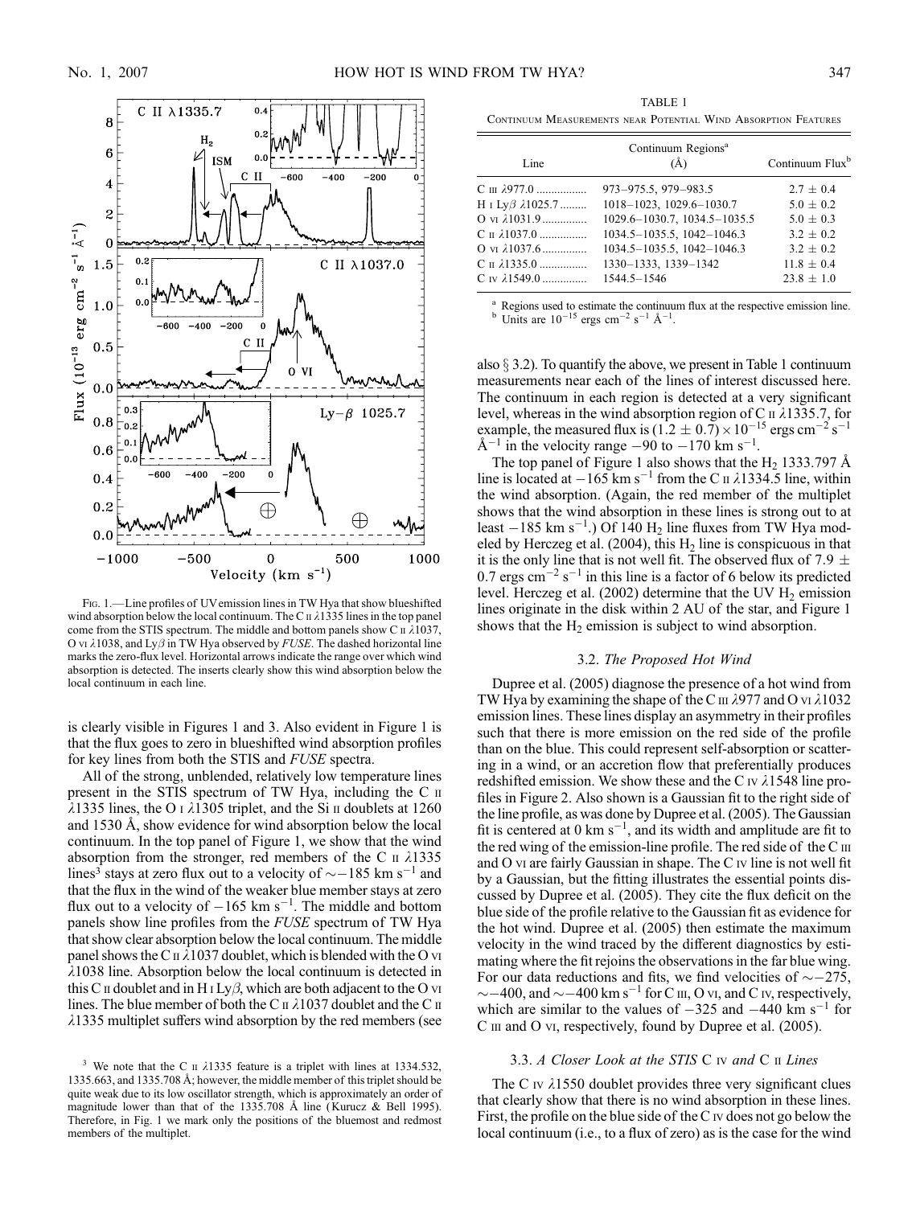Fig. 1.—Line profiles of UV emission lines in TW Hya that show blueshifted wind absorption below the local continuum. The C II λ1335 lines in the top panel come from the STIS spectrum. The middle and bottom panels show C II λ1037, O VI λ1038, and Lyβ in TW Hya observed by *FUSE*. The dashed horizontal line marks the zero-flux level. Horizontal arrows indicate the range over which wind absorption is detected. The inserts clearly show this wind absorption below the local continuum in each line.

is clearly visible in Figures 1 and 3. Also evident in Figure 1 is that the flux goes to zero in blueshifted wind absorption profiles for key lines from both the STIS and *FUSE* spectra.

All of the strong, unblended, relatively low temperature lines present in the STIS spectrum of TW Hya, including the C II λ1335 lines, the O I λ1305 triplet, and the Si II doublets at 1260 and 1530 Å, show evidence for wind absorption below the local continuum. In the top panel of Figure 1, we show that the wind absorption from the stronger, red members of the C II λ1335 lines[3] stays at zero flux out to a velocity of ∼−185 km s$^{-1}$ and that the flux in the wind of the weaker blue member stays at zero flux out to a velocity of −165 km s$^{-1}$. The middle and bottom panels show line profiles from the *FUSE* spectrum of TW Hya that show clear absorption below the local continuum. The middle panel shows the C II λ1037 doublet, which is blended with the O VI λ1038 line. Absorption below the local continuum is detected in this C II doublet and in H I Lyβ, which are both adjacent to the O VI lines. The blue member of both the C II λ1037 doublet and the C II λ1335 multiplet suffers wind absorption by the red members (see also § 3.2). To quantify the above, we present in Table 1 continuum measurements near each of the lines of interest discussed here. The continuum in each region is detected at a very significant level, whereas in the wind absorption region of C II λ1335.7, for example, the measured flux is $(1.2 \pm 0.7) \times 10^{-15}$ ergs cm$^{-2}$ s$^{-1}$ Å$^{-1}$ in the velocity range −90 to −170 km s$^{-1}$.

[3] We note that the C II λ1335 feature is a triplet with lines at 1334.532, 1335.663, and 1335.708 Å; however, the middle member of this triplet should be quite weak due to its low oscillator strength, which is approximately an order of magnitude lower than that of the 1335.708 Å line (Kurucz & Bell 1995). Therefore, in Fig. 1 we mark only the positions of the bluemost and redmost members of the multiplet.

TABLE 1

Continuum Measurements near Potential Wind Absorption Features

| Line | Continuum Regions[a] (Å) | Continuum Flux[b] |
|---|---|---|
| C III λ977.0 | 973–975.5, 979–983.5 | 2.7 ± 0.4 |
| H I Lyβ λ1025.7 | 1018–1023, 1029.6–1030.7 | 5.0 ± 0.2 |
| O VI λ1031.9 | 1029.6–1030.7, 1034.5–1035.5 | 5.0 ± 0.3 |
| C II λ1037.0 | 1034.5–1035.5, 1042–1046.3 | 3.2 ± 0.2 |
| O VI λ1037.6 | 1034.5–1035.5, 1042–1046.3 | 3.2 ± 0.2 |
| C II λ1335.0 | 1330–1333, 1339–1342 | 11.8 ± 0.4 |
| C IV λ1549.0 | 1544.5–1546 | 23.8 ± 1.0 |

[a] Regions used to estimate the continuum flux at the respective emission line.
[b] Units are $10^{-15}$ ergs cm$^{-2}$ s$^{-1}$ Å$^{-1}$.

The top panel of Figure 1 also shows that the $H_2$ 1333.797 Å line is located at −165 km s$^{-1}$ from the C II λ1334.5 line, within the wind absorption. (Again, the red member of the multiplet shows that the wind absorption in these lines is strong out to at least −185 km s$^{-1}$.) Of 140 $H_2$ line fluxes from TW Hya modeled by Herczeg et al. (2004), this $H_2$ line is conspicuous in that it is the only line that is not well fit. The observed flux of 7.9 ± 0.7 ergs cm$^{-2}$ s$^{-1}$ in this line is a factor of 6 below its predicted level. Herczeg et al. (2002) determine that the UV $H_2$ emission lines originate in the disk within 2 AU of the star, and Figure 1 shows that the $H_2$ emission is subject to wind absorption.

### 3.2. *The Proposed Hot Wind*

Dupree et al. (2005) diagnose the presence of a hot wind from TW Hya by examining the shape of the C III λ977 and O VI λ1032 emission lines. These lines display an asymmetry in their profiles such that there is more emission on the red side of the profile than on the blue. This could represent self-absorption or scattering in a wind, or an accretion flow that preferentially produces redshifted emission. We show these and the C IV λ1548 line profiles in Figure 2. Also shown is a Gaussian fit to the right side of the line profile, as was done by Dupree et al. (2005). The Gaussian fit is centered at 0 km s$^{-1}$, and its width and amplitude are fit to the red wing of the emission-line profile. The red side of the C III and O VI are fairly Gaussian in shape. The C IV line is not well fit by a Gaussian, but the fitting illustrates the essential points discussed by Dupree et al. (2005). They cite the flux deficit on the blue side of the profile relative to the Gaussian fit as evidence for the hot wind. Dupree et al. (2005) then estimate the maximum velocity in the wind traced by the different diagnostics by estimating where the fit rejoins the observations in the far blue wing. For our data reductions and fits, we find velocities of ∼−275, ∼−400, and ∼−400 km s$^{-1}$ for C III, O VI, and C IV, respectively, which are similar to the values of −325 and −440 km s$^{-1}$ for C III and O VI, respectively, found by Dupree et al. (2005).

### 3.3. *A Closer Look at the STIS* C IV *and* C II *Lines*

The C IV λ1550 doublet provides three very significant clues that clearly show that there is no wind absorption in these lines. First, the profile on the blue side of the C IV does not go below the local continuum (i.e., to a flux of zero) as is the case for the wind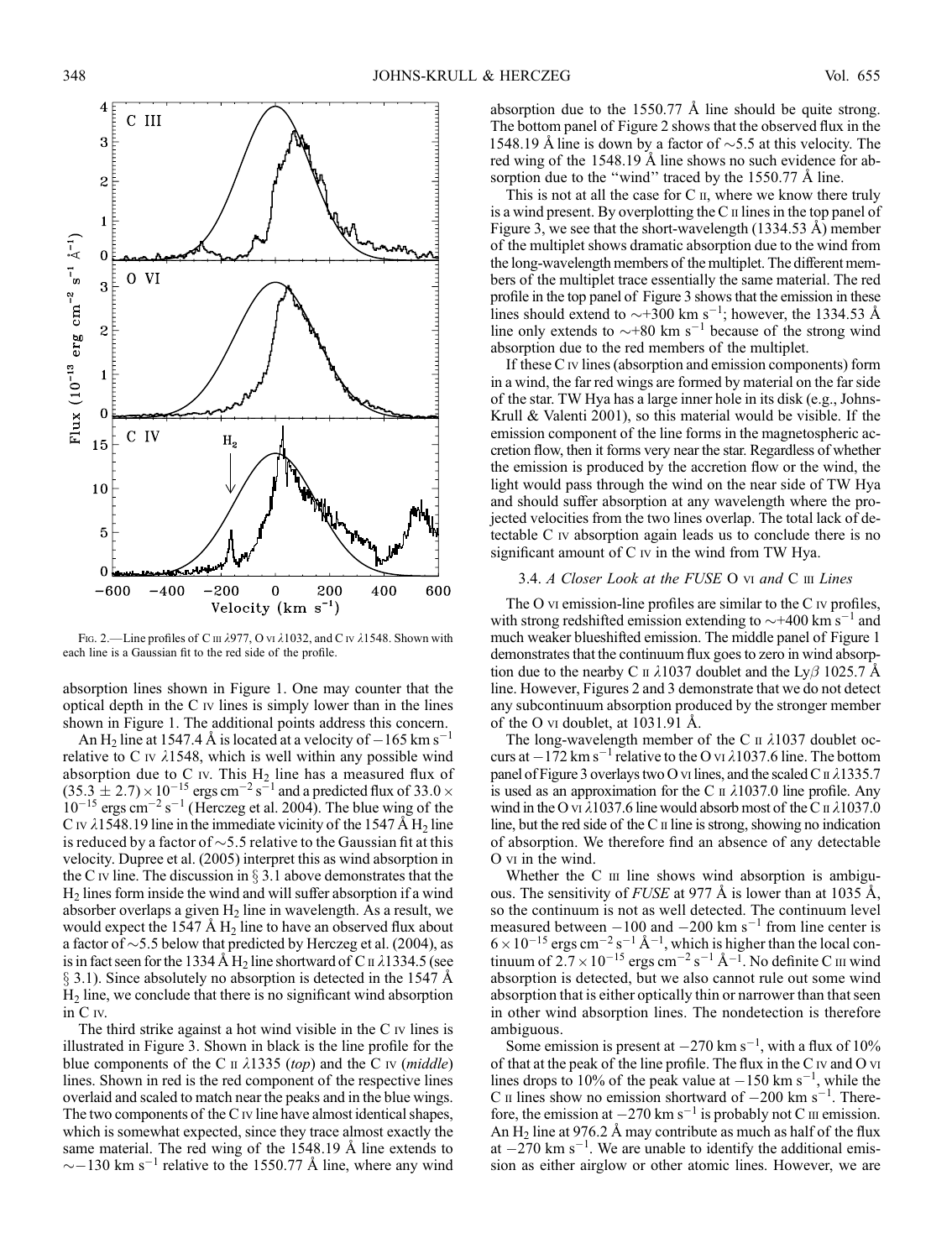Fig. 2.—Line profiles of C III λ977, O VI λ1032, and C IV λ1548. Shown with each line is a Gaussian fit to the red side of the profile.

absorption lines shown in Figure 1. One may counter that the optical depth in the C IV lines is simply lower than in the lines shown in Figure 1. The additional points address this concern.

An $H_2$ line at 1547.4 Å is located at a velocity of $-165$ km s$^{-1}$ relative to C IV λ1548, which is well within any possible wind absorption due to C IV. This $H_2$ line has a measured flux of $(35.3 \pm 2.7) \times 10^{-15}$ ergs cm$^{-2}$ s$^{-1}$ and a predicted flux of $33.0 \times 10^{-15}$ ergs cm$^{-2}$ s$^{-1}$ (Herczeg et al. 2004). The blue wing of the C IV λ1548.19 line in the immediate vicinity of the 1547 Å $H_2$ line is reduced by a factor of ~5.5 relative to the Gaussian fit at this velocity. Dupree et al. (2005) interpret this as wind absorption in the C IV line. The discussion in § 3.1 above demonstrates that the $H_2$ lines form inside the wind and will suffer absorption if a wind absorber overlaps a given $H_2$ line in wavelength. As a result, we would expect the 1547 Å $H_2$ line to have an observed flux about a factor of ~5.5 below that predicted by Herczeg et al. (2004), as is in fact seen for the 1334 Å $H_2$ line shortward of C II λ1334.5 (see § 3.1). Since absolutely no absorption is detected in the 1547 Å $H_2$ line, we conclude that there is no significant wind absorption in C IV.

The third strike against a hot wind visible in the C IV lines is illustrated in Figure 3. Shown in black is the line profile for the blue components of the C II λ1335 (*top*) and the C IV (*middle*) lines. Shown in red is the red component of the respective lines overlaid and scaled to match near the peaks and in the blue wings. The two components of the C IV line have almost identical shapes, which is somewhat expected, since they trace almost exactly the same material. The red wing of the 1548.19 Å line extends to ~$-130$ km s$^{-1}$ relative to the 1550.77 Å line, where any wind absorption due to the 1550.77 Å line should be quite strong. The bottom panel of Figure 2 shows that the observed flux in the 1548.19 Å line is down by a factor of ~5.5 at this velocity. The red wing of the 1548.19 Å line shows no such evidence for absorption due to the "wind" traced by the 1550.77 Å line.

This is not at all the case for C II, where we know there truly is a wind present. By overplotting the C II lines in the top panel of Figure 3, we see that the short-wavelength (1334.53 Å) member of the multiplet shows dramatic absorption due to the wind from the long-wavelength members of the multiplet. The different members of the multiplet trace essentially the same material. The red profile in the top panel of Figure 3 shows that the emission in these lines should extend to ~+300 km s$^{-1}$; however, the 1334.53 Å line only extends to ~+80 km s$^{-1}$ because of the strong wind absorption due to the red members of the multiplet.

If these C IV lines (absorption and emission components) form in a wind, the far red wings are formed by material on the far side of the star. TW Hya has a large inner hole in its disk (e.g., Johns-Krull & Valenti 2001), so this material would be visible. If the emission component of the line forms in the magnetospheric accretion flow, then it forms very near the star. Regardless of whether the emission is produced by the accretion flow or the wind, the light would pass through the wind on the near side of TW Hya and should suffer absorption at any wavelength where the projected velocities from the two lines overlap. The total lack of detectable C IV absorption again leads us to conclude there is no significant amount of C IV in the wind from TW Hya.

### 3.4. *A Closer Look at the FUSE* O VI *and* C III *Lines*

The O VI emission-line profiles are similar to the C IV profiles, with strong redshifted emission extending to ~+400 km s$^{-1}$ and much weaker blueshifted emission. The middle panel of Figure 1 demonstrates that the continuum flux goes to zero in wind absorption due to the nearby C II λ1037 doublet and the Lyβ 1025.7 Å line. However, Figures 2 and 3 demonstrate that we do not detect any subcontinuum absorption produced by the stronger member of the O VI doublet, at 1031.91 Å.

The long-wavelength member of the C II λ1037 doublet occurs at $-172$ km s$^{-1}$ relative to the O VI λ1037.6 line. The bottom panel of Figure 3 overlays two O VI lines, and the scaled C II λ1335.7 is used as an approximation for the C II λ1037.0 line profile. Any wind in the O VI λ1037.6 line would absorb most of the C II λ1037.0 line, but the red side of the C II line is strong, showing no indication of absorption. We therefore find an absence of any detectable O VI in the wind.

Whether the C III line shows wind absorption is ambiguous. The sensitivity of *FUSE* at 977 Å is lower than at 1035 Å, so the continuum is not as well detected. The continuum level measured between $-100$ and $-200$ km s$^{-1}$ from line center is $6 \times 10^{-15}$ ergs cm$^{-2}$ s$^{-1}$ Å$^{-1}$, which is higher than the local continuum of $2.7 \times 10^{-15}$ ergs cm$^{-2}$ s$^{-1}$ Å$^{-1}$. No definite C III wind absorption is detected, but we also cannot rule out some wind absorption that is either optically thin or narrower than that seen in other wind absorption lines. The nondetection is therefore ambiguous.

Some emission is present at $-270$ km s$^{-1}$, with a flux of 10% of that at the peak of the line profile. The flux in the C IV and O VI lines drops to 10% of the peak value at $-150$ km s$^{-1}$, while the C II lines show no emission shortward of $-200$ km s$^{-1}$. Therefore, the emission at $-270$ km s$^{-1}$ is probably not C III emission. An $H_2$ line at 976.2 Å may contribute as much as half of the flux at $-270$ km s$^{-1}$. We are unable to identify the additional emission as either airglow or other atomic lines. However, we are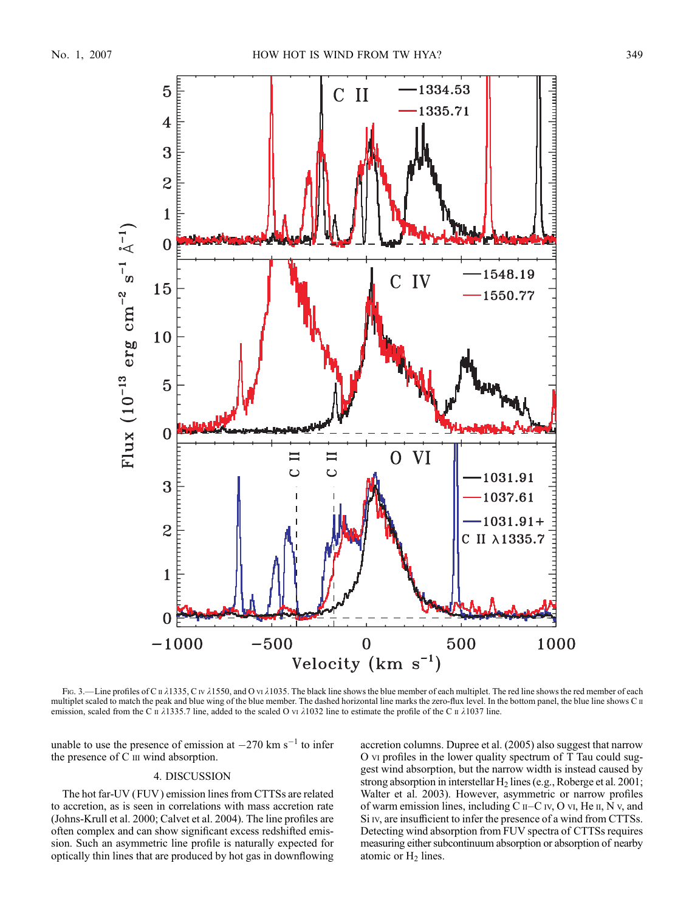FIG. 3.—Line profiles of C II λ1335, C IV λ1550, and O VI λ1035. The black line shows the blue member of each multiplet. The red line shows the red member of each multiplet scaled to match the peak and blue wing of the blue member. The dashed horizontal line marks the zero-flux level. In the bottom panel, the blue line shows C II emission, scaled from the C II λ1335.7 line, added to the scaled O VI λ1032 line to estimate the profile of the C II λ1037 line.

unable to use the presence of emission at $-270$ km s$^{-1}$ to infer the presence of C III wind absorption.

## 4. DISCUSSION

The hot far-UV (FUV) emission lines from CTTSs are related to accretion, as is seen in correlations with mass accretion rate (Johns-Krull et al. 2000; Calvet et al. 2004). The line profiles are often complex and can show significant excess redshifted emission. Such an asymmetric line profile is naturally expected for optically thin lines that are produced by hot gas in downflowing accretion columns. Dupree et al. (2005) also suggest that narrow O VI profiles in the lower quality spectrum of T Tau could suggest wind absorption, but the narrow width is instead caused by strong absorption in interstellar $H_2$ lines (e.g., Roberge et al. 2001; Walter et al. 2003). However, asymmetric or narrow profiles of warm emission lines, including C II–C IV, O VI, He II, N V, and Si IV, are insufficient to infer the presence of a wind from CTTSs. Detecting wind absorption from FUV spectra of CTTSs requires measuring either subcontinuum absorption or absorption of nearby atomic or $H_2$ lines.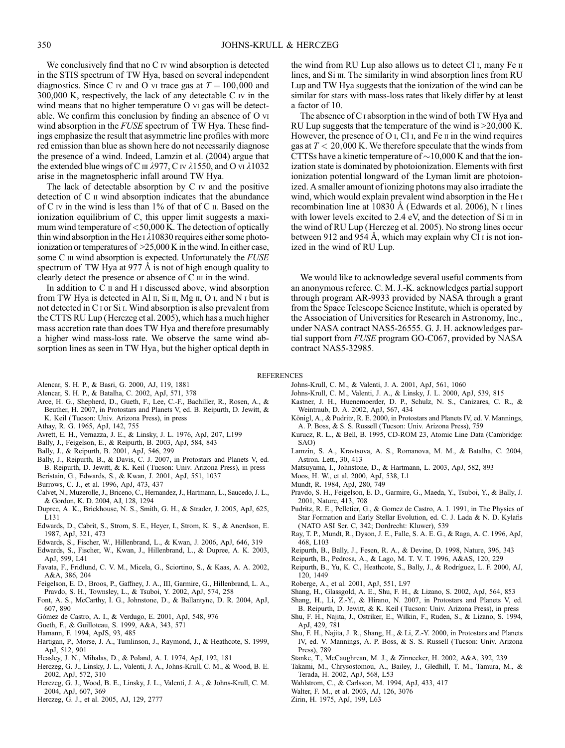We conclusively find that no C IV wind absorption is detected in the STIS spectrum of TW Hya, based on several independent diagnostics. Since C IV and O VI trace gas at $T = 100{,}000$ and 300,000 K, respectively, the lack of any detectable C IV in the wind means that no higher temperature O VI gas will be detectable. We confirm this conclusion by finding an absence of O VI wind absorption in the *FUSE* spectrum of TW Hya. These findings emphasize the result that asymmetric line profiles with more red emission than blue as shown here do not necessarily diagnose the presence of a wind. Indeed, Lamzin et al. (2004) argue that the extended blue wings of C III $\lambda$977, C IV $\lambda$1550, and O VI $\lambda$1032 arise in the magnetospheric infall around TW Hya.

The lack of detectable absorption by C IV and the positive detection of C II wind absorption indicates that the abundance of C IV in the wind is less than 1% of that of C II. Based on the ionization equilibrium of C, this upper limit suggests a maximum wind temperature of <50,000 K. The detection of optically thin wind absorption in the He I $\lambda$10830 requires either some photoionization or temperatures of >25,000 K in the wind. In either case, some C III wind absorption is expected. Unfortunately the *FUSE* spectrum of TW Hya at 977 Å is not of high enough quality to clearly detect the presence or absence of C III in the wind.

In addition to C II and H I discussed above, wind absorption from TW Hya is detected in Al II, Si II, Mg II, O I, and N I but is not detected in C I or Si I. Wind absorption is also prevalent from the CTTS RU Lup (Herczeg et al. 2005), which has a much higher mass accretion rate than does TW Hya and therefore presumably a higher wind mass-loss rate. We observe the same wind absorption lines as seen in TW Hya, but the higher optical depth in the wind from RU Lup also allows us to detect Cl I, many Fe II lines, and Si III. The similarity in wind absorption lines from RU Lup and TW Hya suggests that the ionization of the wind can be similar for stars with mass-loss rates that likely differ by at least a factor of 10.

The absence of C I absorption in the wind of both TW Hya and RU Lup suggests that the temperature of the wind is >20,000 K. However, the presence of O I, Cl I, and Fe II in the wind requires gas at $T < 20{,}000$ K. We therefore speculate that the winds from CTTSs have a kinetic temperature of ~10,000 K and that the ionization state is dominated by photoionization. Elements with first ionization potential longward of the Lyman limit are photoionized. A smaller amount of ionizing photons may also irradiate the wind, which would explain prevalent wind absorption in the He I recombination line at 10830 Å (Edwards et al. 2006), N I lines with lower levels excited to 2.4 eV, and the detection of Si III in the wind of RU Lup (Herczeg et al. 2005). No strong lines occur between 912 and 954 Å, which may explain why Cl I is not ionized in the wind of RU Lup.

We would like to acknowledge several useful comments from an anonymous referee. C. M. J.-K. acknowledges partial support through program AR-9933 provided by NASA through a grant from the Space Telescope Science Institute, which is operated by the Association of Universities for Research in Astronomy, Inc., under NASA contract NAS5-26555. G. J. H. acknowledges partial support from *FUSE* program GO-C067, provided by NASA contract NAS5-32985.

## REFERENCES

Alencar, S. H. P., & Basri, G. 2000, AJ, 119, 1881
Alencar, S. H. P., & Batalha, C. 2002, ApJ, 571, 378
Arce, H. G., Shepherd, D., Gueth, F., Lee, C.-F., Bachiller, R., Rosen, A., & Beuther, H. 2007, in Protostars and Planets V, ed. B. Reipurth, D. Jewitt, & K. Keil (Tucson: Univ. Arizona Press), in press
Athay, R. G. 1965, ApJ, 142, 755
Avrett, E. H., Vernazza, J. E., & Linsky, J. L. 1976, ApJ, 207, L199
Bally, J., Feigelson, E., & Reipurth, B. 2003, ApJ, 584, 843
Bally, J., & Reipurth, B. 2001, ApJ, 546, 299
Bally, J., Reipurth, B., & Davis, C. J. 2007, in Protostars and Planets V, ed. B. Reipurth, D. Jewitt, & K. Keil (Tucson: Univ. Arizona Press), in press
Beristain, G., Edwards, S., & Kwan, J. 2001, ApJ, 551, 1037
Burrows, C. J., et al. 1996, ApJ, 473, 437
Calvet, N., Muzerolle, J., Briceno, C., Hernandez, J., Hartmann, L., Saucedo, J. L., & Gordon, K. D. 2004, AJ, 128, 1294
Dupree, A. K., Brickhouse, N. S., Smith, G. H., & Strader, J. 2005, ApJ, 625, L131
Edwards, S., Cabrit, S., Strom, S. E., Heyer, I., Strom, K. S., & Anerdson, E. 1987, ApJ, 321, 473
Edwards, S., Fischer, W., Hillenbrand, L., & Kwan, J. 2006, ApJ, 646, 319
Edwards, S., Fischer, W., Kwan, J., Hillenbrand, L., & Dupree, A. K. 2003, ApJ, 599, L41
Favata, F., Fridlund, C. V. M., Micela, G., Sciortino, S., & Kaas, A. A. 2002, A&A, 386, 204
Feigelson, E. D., Broos, P., Gaffney, J. A., III, Garmire, G., Hillenbrand, L. A., Pravdo, S. H., Townsley, L., & Tsuboi, Y. 2002, ApJ, 574, 258
Font, A. S., McCarthy, I. G., Johnstone, D., & Ballantyne, D. R. 2004, ApJ, 607, 890
Gómez de Castro, A. I., & Verdugo, E. 2001, ApJ, 548, 976
Gueth, F., & Guilloteau, S. 1999, A&A, 343, 571
Hamann, F. 1994, ApJS, 93, 485
Hartigan, P., Morse, J. A., Tumlinson, J., Raymond, J., & Heathcote, S. 1999, ApJ, 512, 901
Heasley, J. N., Mihalas, D., & Poland, A. I. 1974, ApJ, 192, 181
Herczeg, G. J., Linsky, J. L., Valenti, J. A., Johns-Krull, C. M., & Wood, B. E. 2002, ApJ, 572, 310
Herczeg, G. J., Wood, B. E., Linsky, J. L., Valenti, J. A., & Johns-Krull, C. M. 2004, ApJ, 607, 369
Herczeg, G. J., et al. 2005, AJ, 129, 2777
Johns-Krull, C. M., & Valenti, J. A. 2001, ApJ, 561, 1060
Johns-Krull, C. M., Valenti, J. A., & Linsky, J. L. 2000, ApJ, 539, 815
Kastner, J. H., Huenemoerder, D. P., Schulz, N. S., Canizares, C. R., & Weintraub, D. A. 2002, ApJ, 567, 434
Königl, A., & Pudritz, R. E. 2000, in Protostars and Planets IV, ed. V. Mannings, A. P. Boss, & S. S. Russell (Tucson: Univ. Arizona Press), 759
Kurucz, R. L., & Bell, B. 1995, CD-ROM 23, Atomic Line Data (Cambridge: SAO)
Lamzin, S. A., Kravtsova, A. S., Romanova, M. M., & Batalha, C. 2004, Astron. Lett., 30, 413
Matsuyama, I., Johnstone, D., & Hartmann, L. 2003, ApJ, 582, 893
Moos, H. W., et al. 2000, ApJ, 538, L1
Mundt, R. 1984, ApJ, 280, 749
Pravdo, S. H., Feigelson, E. D., Garmire, G., Maeda, Y., Tsuboi, Y., & Bally, J. 2001, Nature, 413, 708
Pudritz, R. E., Pelletier, G., & Gomez de Castro, A. I. 1991, in The Physics of Star Formation and Early Stellar Evolution, ed. C. J. Lada & N. D. Kylafis (NATO ASI Ser. C, 342; Dordrecht: Kluwer), 539
Ray, T. P., Mundt, R., Dyson, J. E., Falle, S. A. E. G., & Raga, A. C. 1996, ApJ, 468, L103
Reipurth, B., Bally, J., Fesen, R. A., & Devine, D. 1998, Nature, 396, 343
Reipurth, B., Pedrosa, A., & Lago, M. T. V. T. 1996, A&AS, 120, 229
Reipurth, B., Yu, K. C., Heathcote, S., Bally, J., & Rodríguez, L. F. 2000, AJ, 120, 1449
Roberge, A., et al. 2001, ApJ, 551, L97
Shang, H., Glassgold, A. E., Shu, F. H., & Lizano, S. 2002, ApJ, 564, 853
Shang, H., Li, Z.-Y., & Hirano, N. 2007, in Protostars and Planets V, ed. B. Reipurth, D. Jewitt, & K. Keil (Tucson: Univ. Arizona Press), in press
Shu, F. H., Najita, J., Ostriker, E., Wilkin, F., Ruden, S., & Lizano, S. 1994, ApJ, 429, 781
Shu, F. H., Najita, J. R., Shang, H., & Li, Z.-Y. 2000, in Protostars and Planets IV, ed. V. Mannings, A. P. Boss, & S. S. Russell (Tucson: Univ. Arizona Press), 789
Stanke, T., McCaughrean, M. J., & Zinnecker, H. 2002, A&A, 392, 239
Takami, M., Chrysostomou, A., Bailey, J., Gledhill, T. M., Tamura, M., & Terada, H. 2002, ApJ, 568, L53
Wahlstrom, C., & Carlsson, M. 1994, ApJ, 433, 417
Walter, F. M., et al. 2003, AJ, 126, 3076
Zirin, H. 1975, ApJ, 199, L63